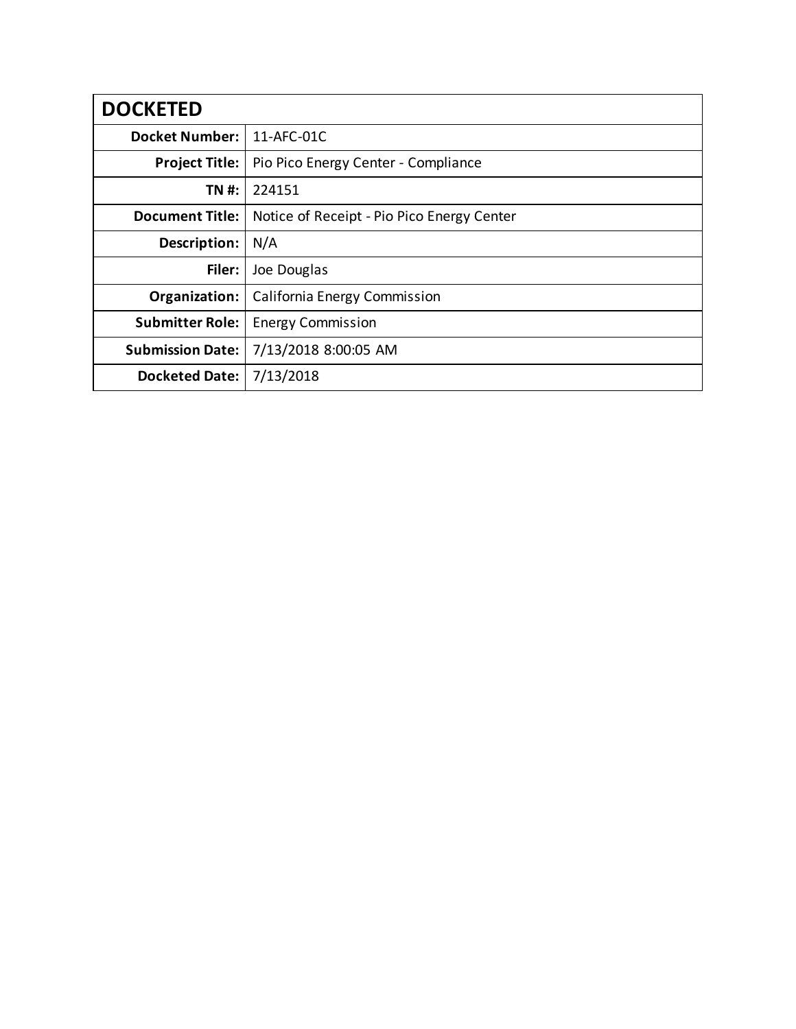| DOCKETED | |
|---|---|
| **Docket Number:** | 11-AFC-01C |
| **Project Title:** | Pio Pico Energy Center - Compliance |
| **TN #:** | 224151 |
| **Document Title:** | Notice of Receipt - Pio Pico Energy Center |
| **Description:** | N/A |
| **Filer:** | Joe Douglas |
| **Organization:** | California Energy Commission |
| **Submitter Role:** | Energy Commission |
| **Submission Date:** | 7/13/2018 8:00:05 AM |
| **Docketed Date:** | 7/13/2018 |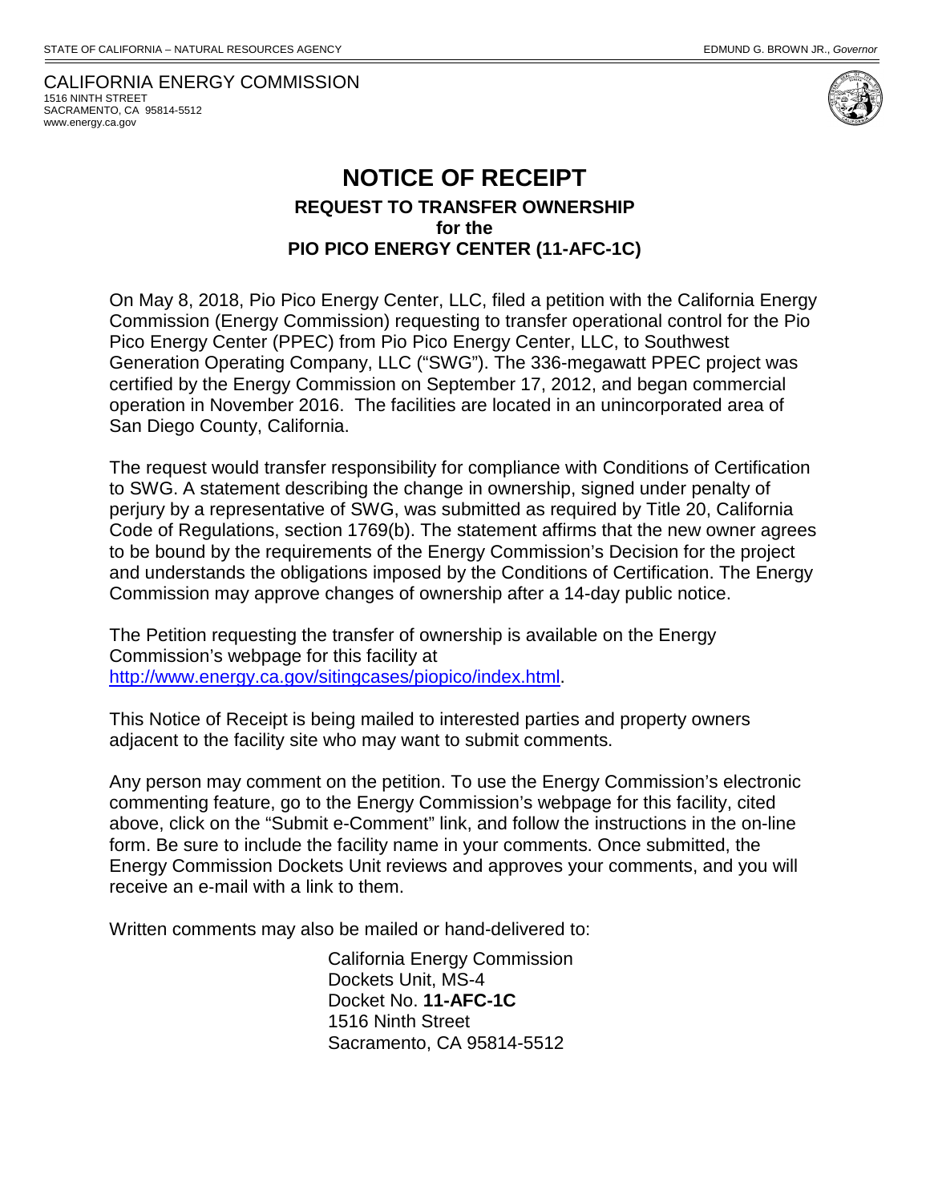STATE OF CALIFORNIA – NATURAL RESOURCES AGENCY EDMUND G. BROWN JR., *Governor*

CALIFORNIA ENERGY COMMISSION
1516 NINTH STREET
SACRAMENTO, CA 95814-5512
www.energy.ca.gov

# NOTICE OF RECEIPT

## REQUEST TO TRANSFER OWNERSHIP for the PIO PICO ENERGY CENTER (11-AFC-1C)

On May 8, 2018, Pio Pico Energy Center, LLC, filed a petition with the California Energy Commission (Energy Commission) requesting to transfer operational control for the Pio Pico Energy Center (PPEC) from Pio Pico Energy Center, LLC, to Southwest Generation Operating Company, LLC ("SWG"). The 336-megawatt PPEC project was certified by the Energy Commission on September 17, 2012, and began commercial operation in November 2016. The facilities are located in an unincorporated area of San Diego County, California.

The request would transfer responsibility for compliance with Conditions of Certification to SWG. A statement describing the change in ownership, signed under penalty of perjury by a representative of SWG, was submitted as required by Title 20, California Code of Regulations, section 1769(b). The statement affirms that the new owner agrees to be bound by the requirements of the Energy Commission's Decision for the project and understands the obligations imposed by the Conditions of Certification. The Energy Commission may approve changes of ownership after a 14-day public notice.

The Petition requesting the transfer of ownership is available on the Energy Commission's webpage for this facility at http://www.energy.ca.gov/sitingcases/piopico/index.html.

This Notice of Receipt is being mailed to interested parties and property owners adjacent to the facility site who may want to submit comments.

Any person may comment on the petition. To use the Energy Commission's electronic commenting feature, go to the Energy Commission's webpage for this facility, cited above, click on the "Submit e-Comment" link, and follow the instructions in the on-line form. Be sure to include the facility name in your comments. Once submitted, the Energy Commission Dockets Unit reviews and approves your comments, and you will receive an e-mail with a link to them.

Written comments may also be mailed or hand-delivered to:

California Energy Commission
Dockets Unit, MS-4
Docket No. **11-AFC-1C**
1516 Ninth Street
Sacramento, CA 95814-5512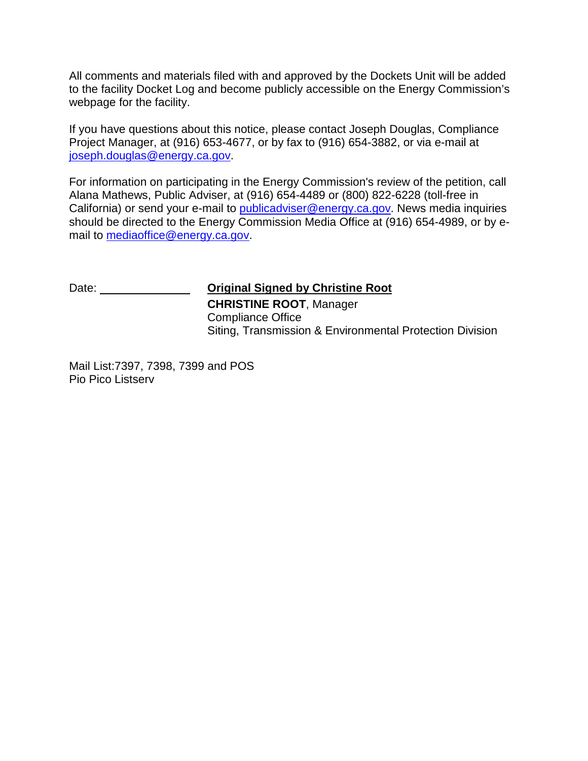All comments and materials filed with and approved by the Dockets Unit will be added to the facility Docket Log and become publicly accessible on the Energy Commission's webpage for the facility.

If you have questions about this notice, please contact Joseph Douglas, Compliance Project Manager, at (916) 653-4677, or by fax to (916) 654-3882, or via e-mail at joseph.douglas@energy.ca.gov.

For information on participating in the Energy Commission's review of the petition, call Alana Mathews, Public Adviser, at (916) 654-4489 or (800) 822-6228 (toll-free in California) or send your e-mail to publicadviser@energy.ca.gov. News media inquiries should be directed to the Energy Commission Media Office at (916) 654-4989, or by e-mail to mediaoffice@energy.ca.gov.

Date: ______________

**Original Signed by Christine Root**

**CHRISTINE ROOT**, Manager
Compliance Office
Siting, Transmission & Environmental Protection Division

Mail List:7397, 7398, 7399 and POS
Pio Pico Listserv